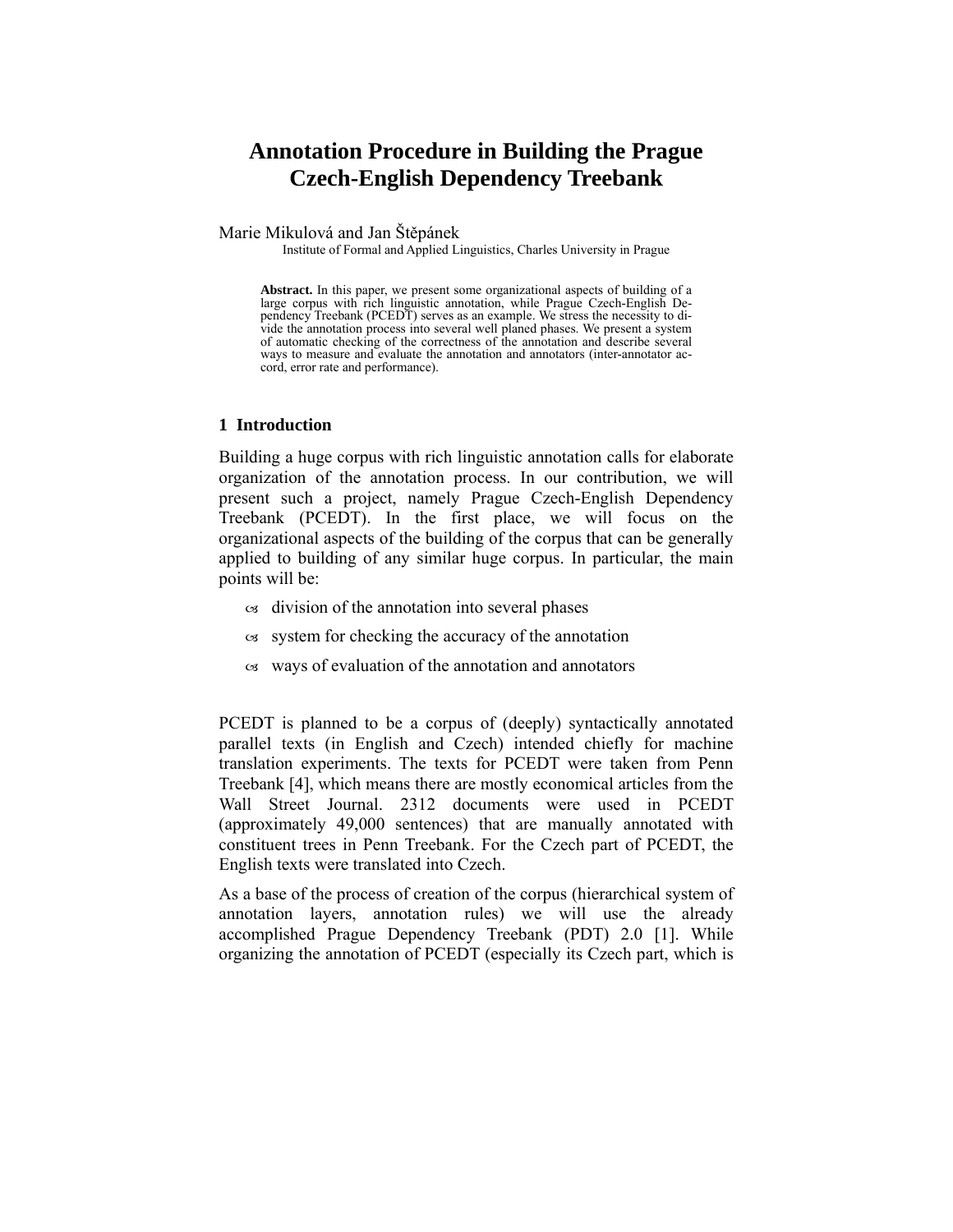# Annotation Procedure in Building the Prague Czech-English Dependency Treebank

Marie Mikulová and Jan Štěpánek

Institute of Formal and Applied Linguistics, Charles University in Prague

**Abstract.** In this paper, we present some organizational aspects of building of a large corpus with rich linguistic annotation, while Prague Czech-English Dependency Treebank (PCEDT) serves as an example. We stress the necessity to divide the annotation process into several well planed phases. We present a system of automatic checking of the correctness of the annotation and describe several ways to measure and evaluate the annotation and annotators (inter-annotator accord, error rate and performance).

## 1 Introduction

Building a huge corpus with rich linguistic annotation calls for elaborate organization of the annotation process. In our contribution, we will present such a project, namely Prague Czech-English Dependency Treebank (PCEDT). In the first place, we will focus on the organizational aspects of the building of the corpus that can be generally applied to building of any similar huge corpus. In particular, the main points will be:

- division of the annotation into several phases
- system for checking the accuracy of the annotation
- ways of evaluation of the annotation and annotators

PCEDT is planned to be a corpus of (deeply) syntactically annotated parallel texts (in English and Czech) intended chiefly for machine translation experiments. The texts for PCEDT were taken from Penn Treebank [4], which means there are mostly economical articles from the Wall Street Journal. 2312 documents were used in PCEDT (approximately 49,000 sentences) that are manually annotated with constituent trees in Penn Treebank. For the Czech part of PCEDT, the English texts were translated into Czech.

As a base of the process of creation of the corpus (hierarchical system of annotation layers, annotation rules) we will use the already accomplished Prague Dependency Treebank (PDT) 2.0 [1]. While organizing the annotation of PCEDT (especially its Czech part, which is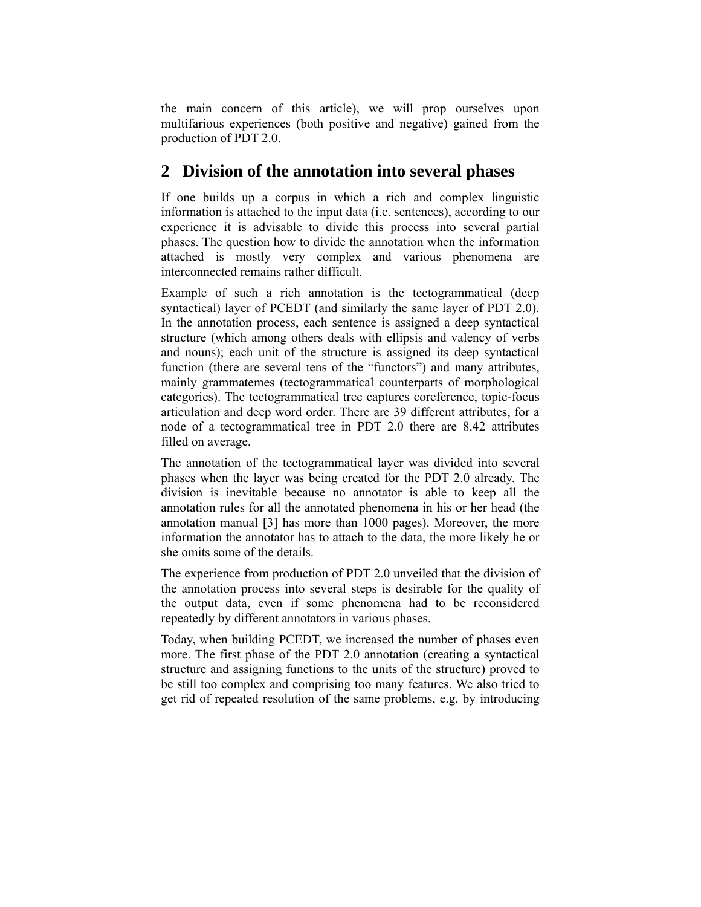the main concern of this article), we will prop ourselves upon multifarious experiences (both positive and negative) gained from the production of PDT 2.0.

## 2 Division of the annotation into several phases

If one builds up a corpus in which a rich and complex linguistic information is attached to the input data (i.e. sentences), according to our experience it is advisable to divide this process into several partial phases. The question how to divide the annotation when the information attached is mostly very complex and various phenomena are interconnected remains rather difficult.

Example of such a rich annotation is the tectogrammatical (deep syntactical) layer of PCEDT (and similarly the same layer of PDT 2.0). In the annotation process, each sentence is assigned a deep syntactical structure (which among others deals with ellipsis and valency of verbs and nouns); each unit of the structure is assigned its deep syntactical function (there are several tens of the "functors") and many attributes, mainly grammatemes (tectogrammatical counterparts of morphological categories). The tectogrammatical tree captures coreference, topic-focus articulation and deep word order. There are 39 different attributes, for a node of a tectogrammatical tree in PDT 2.0 there are 8.42 attributes filled on average.

The annotation of the tectogrammatical layer was divided into several phases when the layer was being created for the PDT 2.0 already. The division is inevitable because no annotator is able to keep all the annotation rules for all the annotated phenomena in his or her head (the annotation manual [3] has more than 1000 pages). Moreover, the more information the annotator has to attach to the data, the more likely he or she omits some of the details.

The experience from production of PDT 2.0 unveiled that the division of the annotation process into several steps is desirable for the quality of the output data, even if some phenomena had to be reconsidered repeatedly by different annotators in various phases.

Today, when building PCEDT, we increased the number of phases even more. The first phase of the PDT 2.0 annotation (creating a syntactical structure and assigning functions to the units of the structure) proved to be still too complex and comprising too many features. We also tried to get rid of repeated resolution of the same problems, e.g. by introducing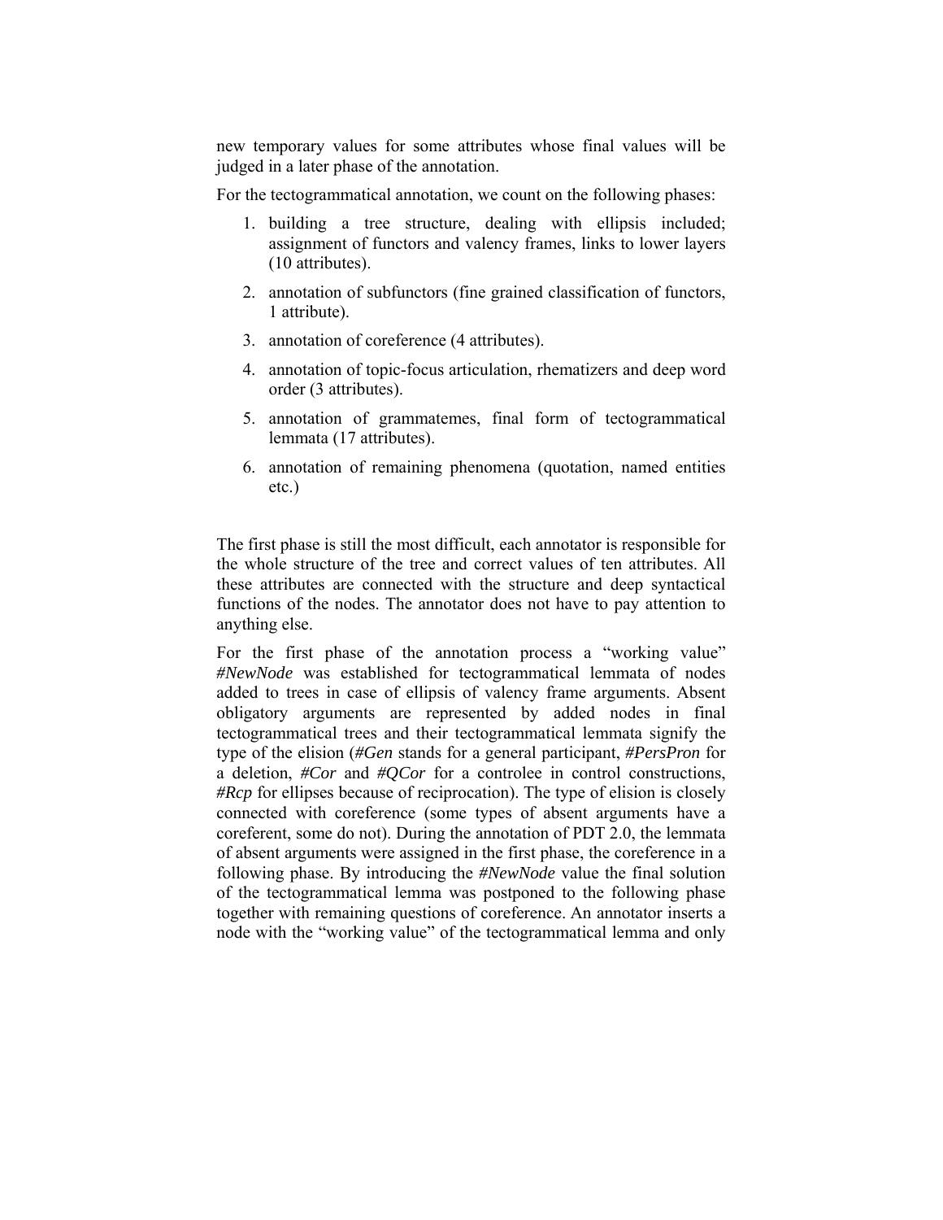new temporary values for some attributes whose final values will be judged in a later phase of the annotation.

For the tectogrammatical annotation, we count on the following phases:

1. building a tree structure, dealing with ellipsis included; assignment of functors and valency frames, links to lower layers (10 attributes).
2. annotation of subfunctors (fine grained classification of functors, 1 attribute).
3. annotation of coreference (4 attributes).
4. annotation of topic-focus articulation, rhematizers and deep word order (3 attributes).
5. annotation of grammatemes, final form of tectogrammatical lemmata (17 attributes).
6. annotation of remaining phenomena (quotation, named entities etc.)

The first phase is still the most difficult, each annotator is responsible for the whole structure of the tree and correct values of ten attributes. All these attributes are connected with the structure and deep syntactical functions of the nodes. The annotator does not have to pay attention to anything else.

For the first phase of the annotation process a "working value" *#NewNode* was established for tectogrammatical lemmata of nodes added to trees in case of ellipsis of valency frame arguments. Absent obligatory arguments are represented by added nodes in final tectogrammatical trees and their tectogrammatical lemmata signify the type of the elision (*#Gen* stands for a general participant, *#PersPron* for a deletion, *#Cor* and *#QCor* for a controlee in control constructions, *#Rcp* for ellipses because of reciprocation). The type of elision is closely connected with coreference (some types of absent arguments have a coreferent, some do not). During the annotation of PDT 2.0, the lemmata of absent arguments were assigned in the first phase, the coreference in a following phase. By introducing the *#NewNode* value the final solution of the tectogrammatical lemma was postponed to the following phase together with remaining questions of coreference. An annotator inserts a node with the "working value" of the tectogrammatical lemma and only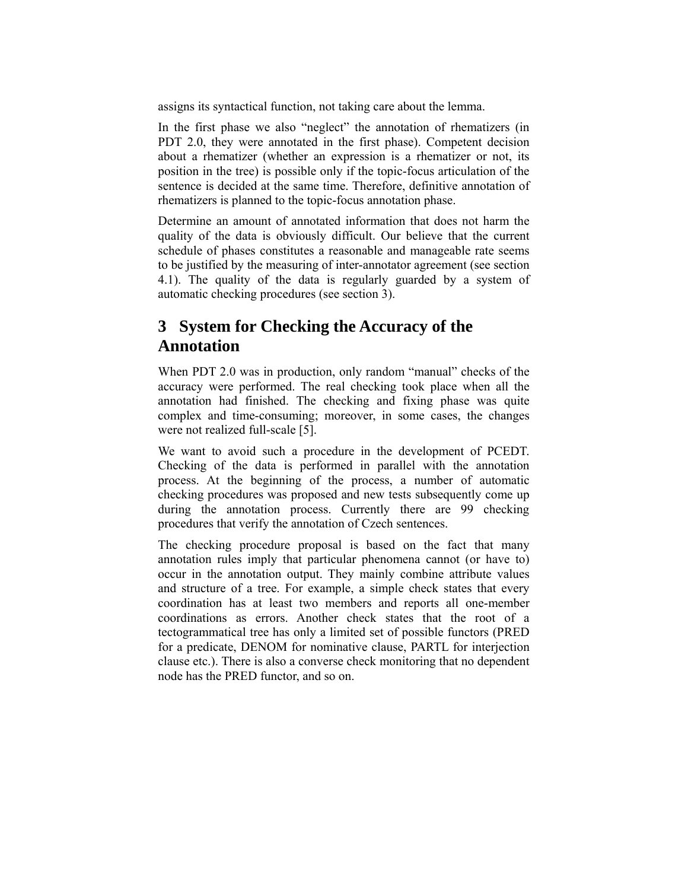assigns its syntactical function, not taking care about the lemma.

In the first phase we also “neglect” the annotation of rhematizers (in PDT 2.0, they were annotated in the first phase). Competent decision about a rhematizer (whether an expression is a rhematizer or not, its position in the tree) is possible only if the topic-focus articulation of the sentence is decided at the same time. Therefore, definitive annotation of rhematizers is planned to the topic-focus annotation phase.

Determine an amount of annotated information that does not harm the quality of the data is obviously difficult. Our believe that the current schedule of phases constitutes a reasonable and manageable rate seems to be justified by the measuring of inter-annotator agreement (see section 4.1). The quality of the data is regularly guarded by a system of automatic checking procedures (see section 3).

## 3 System for Checking the Accuracy of the Annotation

When PDT 2.0 was in production, only random “manual” checks of the accuracy were performed. The real checking took place when all the annotation had finished. The checking and fixing phase was quite complex and time-consuming; moreover, in some cases, the changes were not realized full-scale [5].

We want to avoid such a procedure in the development of PCEDT. Checking of the data is performed in parallel with the annotation process. At the beginning of the process, a number of automatic checking procedures was proposed and new tests subsequently come up during the annotation process. Currently there are 99 checking procedures that verify the annotation of Czech sentences.

The checking procedure proposal is based on the fact that many annotation rules imply that particular phenomena cannot (or have to) occur in the annotation output. They mainly combine attribute values and structure of a tree. For example, a simple check states that every coordination has at least two members and reports all one-member coordinations as errors. Another check states that the root of a tectogrammatical tree has only a limited set of possible functors (PRED for a predicate, DENOM for nominative clause, PARTL for interjection clause etc.). There is also a converse check monitoring that no dependent node has the PRED functor, and so on.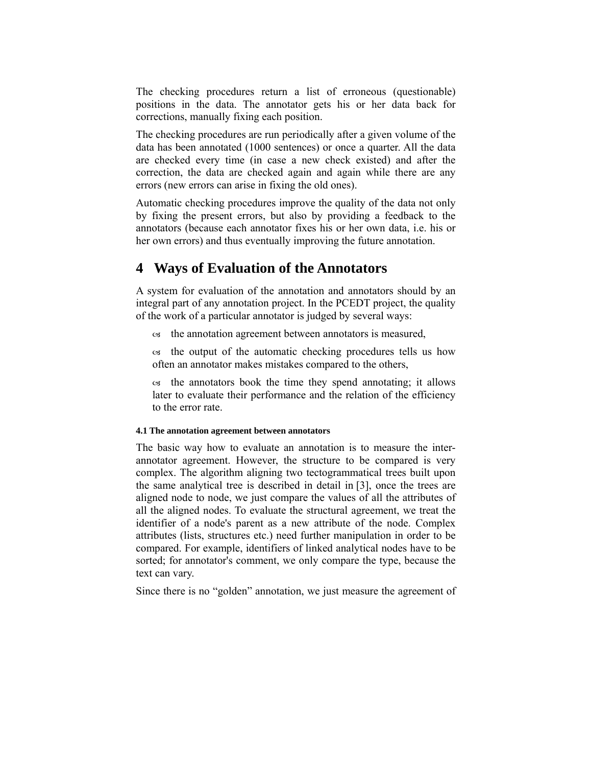The checking procedures return a list of erroneous (questionable) positions in the data. The annotator gets his or her data back for corrections, manually fixing each position.

The checking procedures are run periodically after a given volume of the data has been annotated (1000 sentences) or once a quarter. All the data are checked every time (in case a new check existed) and after the correction, the data are checked again and again while there are any errors (new errors can arise in fixing the old ones).

Automatic checking procedures improve the quality of the data not only by fixing the present errors, but also by providing a feedback to the annotators (because each annotator fixes his or her own data, i.e. his or her own errors) and thus eventually improving the future annotation.

# 4 Ways of Evaluation of the Annotators

A system for evaluation of the annotation and annotators should by an integral part of any annotation project. In the PCEDT project, the quality of the work of a particular annotator is judged by several ways:

- the annotation agreement between annotators is measured,
- the output of the automatic checking procedures tells us how often an annotator makes mistakes compared to the others,
- the annotators book the time they spend annotating; it allows later to evaluate their performance and the relation of the efficiency to the error rate.

#### 4.1 The annotation agreement between annotators

The basic way how to evaluate an annotation is to measure the inter-annotator agreement. However, the structure to be compared is very complex. The algorithm aligning two tectogrammatical trees built upon the same analytical tree is described in detail in [3], once the trees are aligned node to node, we just compare the values of all the attributes of all the aligned nodes. To evaluate the structural agreement, we treat the identifier of a node's parent as a new attribute of the node. Complex attributes (lists, structures etc.) need further manipulation in order to be compared. For example, identifiers of linked analytical nodes have to be sorted; for annotator's comment, we only compare the type, because the text can vary.

Since there is no "golden" annotation, we just measure the agreement of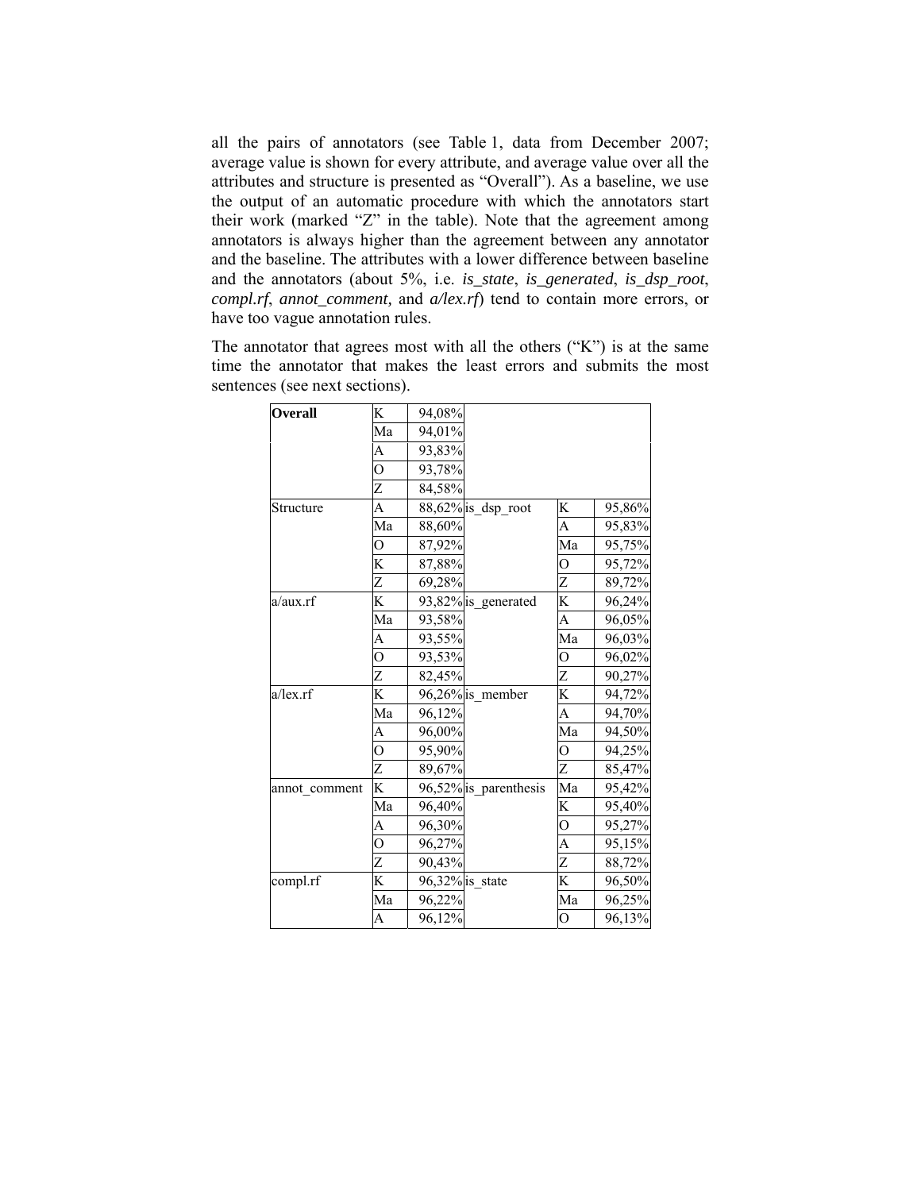all the pairs of annotators (see Table 1, data from December 2007; average value is shown for every attribute, and average value over all the attributes and structure is presented as “Overall”). As a baseline, we use the output of an automatic procedure with which the annotators start their work (marked “Z” in the table). Note that the agreement among annotators is always higher than the agreement between any annotator and the baseline. The attributes with a lower difference between baseline and the annotators (about 5%, i.e. *is_state*, *is_generated*, *is_dsp_root*, *compl.rf*, *annot_comment,* and *a/lex.rf*) tend to contain more errors, or have too vague annotation rules.

The annotator that agrees most with all the others (“K”) is at the same time the annotator that makes the least errors and submits the most sentences (see next sections).

| **Overall** | K | 94,08% | | | |
|---|---|---|---|---|---|
| | Ma | 94,01% | | | |
| | A | 93,83% | | | |
| | O | 93,78% | | | |
| | Z | 84,58% | | | |
| Structure | A | 88,62% | is_dsp_root | K | 95,86% |
| | Ma | 88,60% | | A | 95,83% |
| | O | 87,92% | | Ma | 95,75% |
| | K | 87,88% | | O | 95,72% |
| | Z | 69,28% | | Z | 89,72% |
| a/aux.rf | K | 93,82% | is_generated | K | 96,24% |
| | Ma | 93,58% | | A | 96,05% |
| | A | 93,55% | | Ma | 96,03% |
| | O | 93,53% | | O | 96,02% |
| | Z | 82,45% | | Z | 90,27% |
| a/lex.rf | K | 96,26% | is_member | K | 94,72% |
| | Ma | 96,12% | | A | 94,70% |
| | A | 96,00% | | Ma | 94,50% |
| | O | 95,90% | | O | 94,25% |
| | Z | 89,67% | | Z | 85,47% |
| annot_comment | K | 96,52% | is_parenthesis | Ma | 95,42% |
| | Ma | 96,40% | | K | 95,40% |
| | A | 96,30% | | O | 95,27% |
| | O | 96,27% | | A | 95,15% |
| | Z | 90,43% | | Z | 88,72% |
| compl.rf | K | 96,32% | is_state | K | 96,50% |
| | Ma | 96,22% | | Ma | 96,25% |
| | A | 96,12% | | O | 96,13% |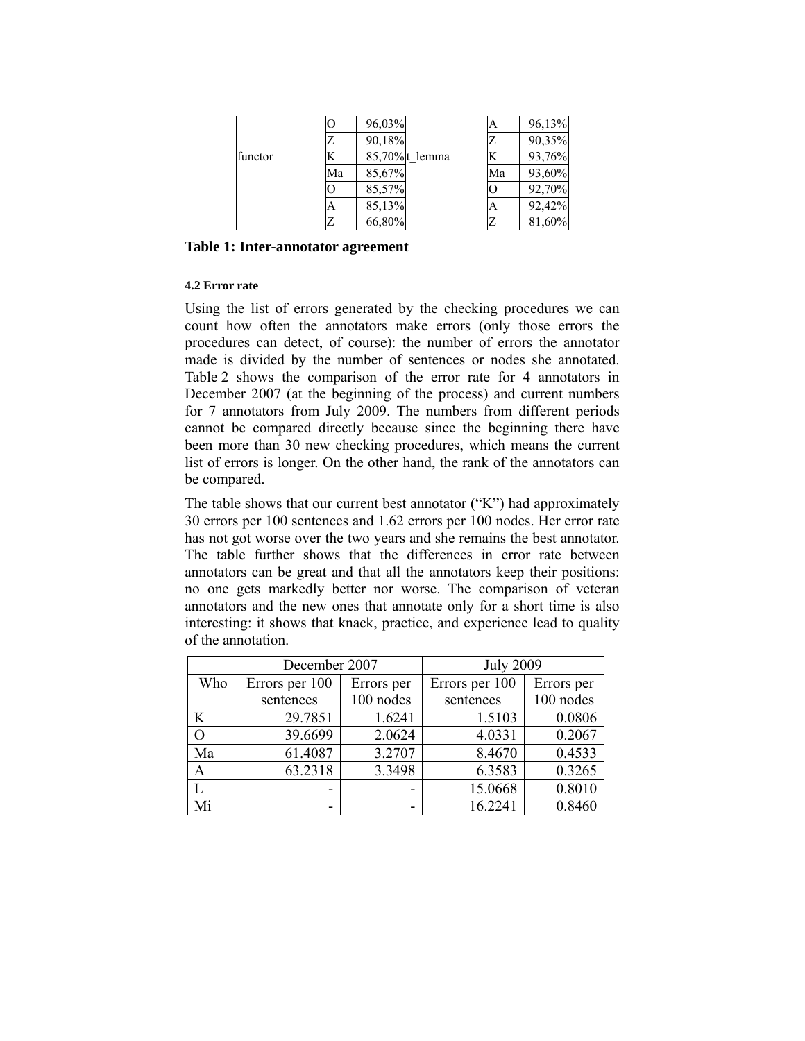| | | | | | |
|---|---|---|---|---|---|
| | O | 96,03% | | A | 96,13% |
| | Z | 90,18% | | Z | 90,35% |
| functor | K | 85,70% | t_lemma | K | 93,76% |
| | Ma | 85,67% | | Ma | 93,60% |
| | O | 85,57% | | O | 92,70% |
| | A | 85,13% | | A | 92,42% |
| | Z | 66,80% | | Z | 81,60% |

**Table 1: Inter-annotator agreement**

#### 4.2 Error rate

Using the list of errors generated by the checking procedures we can count how often the annotators make errors (only those errors the procedures can detect, of course): the number of errors the annotator made is divided by the number of sentences or nodes she annotated. Table 2 shows the comparison of the error rate for 4 annotators in December 2007 (at the beginning of the process) and current numbers for 7 annotators from July 2009. The numbers from different periods cannot be compared directly because since the beginning there have been more than 30 new checking procedures, which means the current list of errors is longer. On the other hand, the rank of the annotators can be compared.

The table shows that our current best annotator ("K") had approximately 30 errors per 100 sentences and 1.62 errors per 100 nodes. Her error rate has not got worse over the two years and she remains the best annotator. The table further shows that the differences in error rate between annotators can be great and that all the annotators keep their positions: no one gets markedly better nor worse. The comparison of veteran annotators and the new ones that annotate only for a short time is also interesting: it shows that knack, practice, and experience lead to quality of the annotation.

| | December 2007 | | July 2009 | |
|---|---|---|---|---|
| Who | Errors per 100 sentences | Errors per 100 nodes | Errors per 100 sentences | Errors per 100 nodes |
| K | 29.7851 | 1.6241 | 1.5103 | 0.0806 |
| O | 39.6699 | 2.0624 | 4.0331 | 0.2067 |
| Ma | 61.4087 | 3.2707 | 8.4670 | 0.4533 |
| A | 63.2318 | 3.3498 | 6.3583 | 0.3265 |
| L | - | - | 15.0668 | 0.8010 |
| Mi | - | - | 16.2241 | 0.8460 |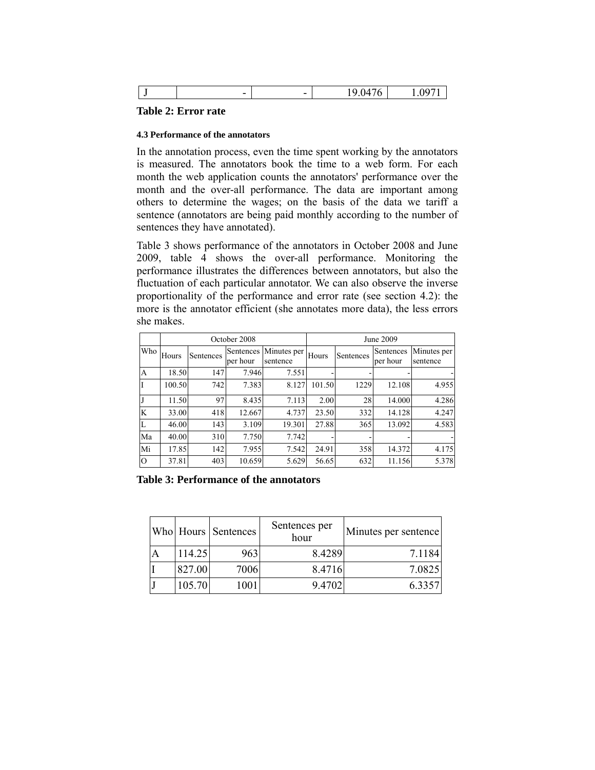| J | - | - | 19.0476 | 1.0971 |
|---|---|---|---|---|

**Table 2: Error rate**

#### 4.3 Performance of the annotators

In the annotation process, even the time spent working by the annotators is measured. The annotators book the time to a web form. For each month the web application counts the annotators' performance over the month and the over-all performance. The data are important among others to determine the wages; on the basis of the data we tariff a sentence (annotators are being paid monthly according to the number of sentences they have annotated).

Table 3 shows performance of the annotators in October 2008 and June 2009, table 4 shows the over-all performance. Monitoring the performance illustrates the differences between annotators, but also the fluctuation of each particular annotator. We can also observe the inverse proportionality of the performance and error rate (see section 4.2): the more is the annotator efficient (she annotates more data), the less errors she makes.

| | October 2008 | | | | June 2009 | | | |
|---|---|---|---|---|---|---|---|---|
| Who | Hours | Sentences | Sentences per hour | Minutes per sentence | Hours | Sentences | Sentences per hour | Minutes per sentence |
| A | 18.50 | 147 | 7.946 | 7.551 | - | - | - | - |
| I | 100.50 | 742 | 7.383 | 8.127 | 101.50 | 1229 | 12.108 | 4.955 |
| J | 11.50 | 97 | 8.435 | 7.113 | 2.00 | 28 | 14.000 | 4.286 |
| K | 33.00 | 418 | 12.667 | 4.737 | 23.50 | 332 | 14.128 | 4.247 |
| L | 46.00 | 143 | 3.109 | 19.301 | 27.88 | 365 | 13.092 | 4.583 |
| Ma | 40.00 | 310 | 7.750 | 7.742 | - | - | - | - |
| Mi | 17.85 | 142 | 7.955 | 7.542 | 24.91 | 358 | 14.372 | 4.175 |
| O | 37.81 | 403 | 10.659 | 5.629 | 56.65 | 632 | 11.156 | 5.378 |

**Table 3: Performance of the annotators**

| Who | Hours | Sentences | Sentences per hour | Minutes per sentence |
|---|---|---|---|---|
| A | 114.25 | 963 | 8.4289 | 7.1184 |
| I | 827.00 | 7006 | 8.4716 | 7.0825 |
| J | 105.70 | 1001 | 9.4702 | 6.3357 |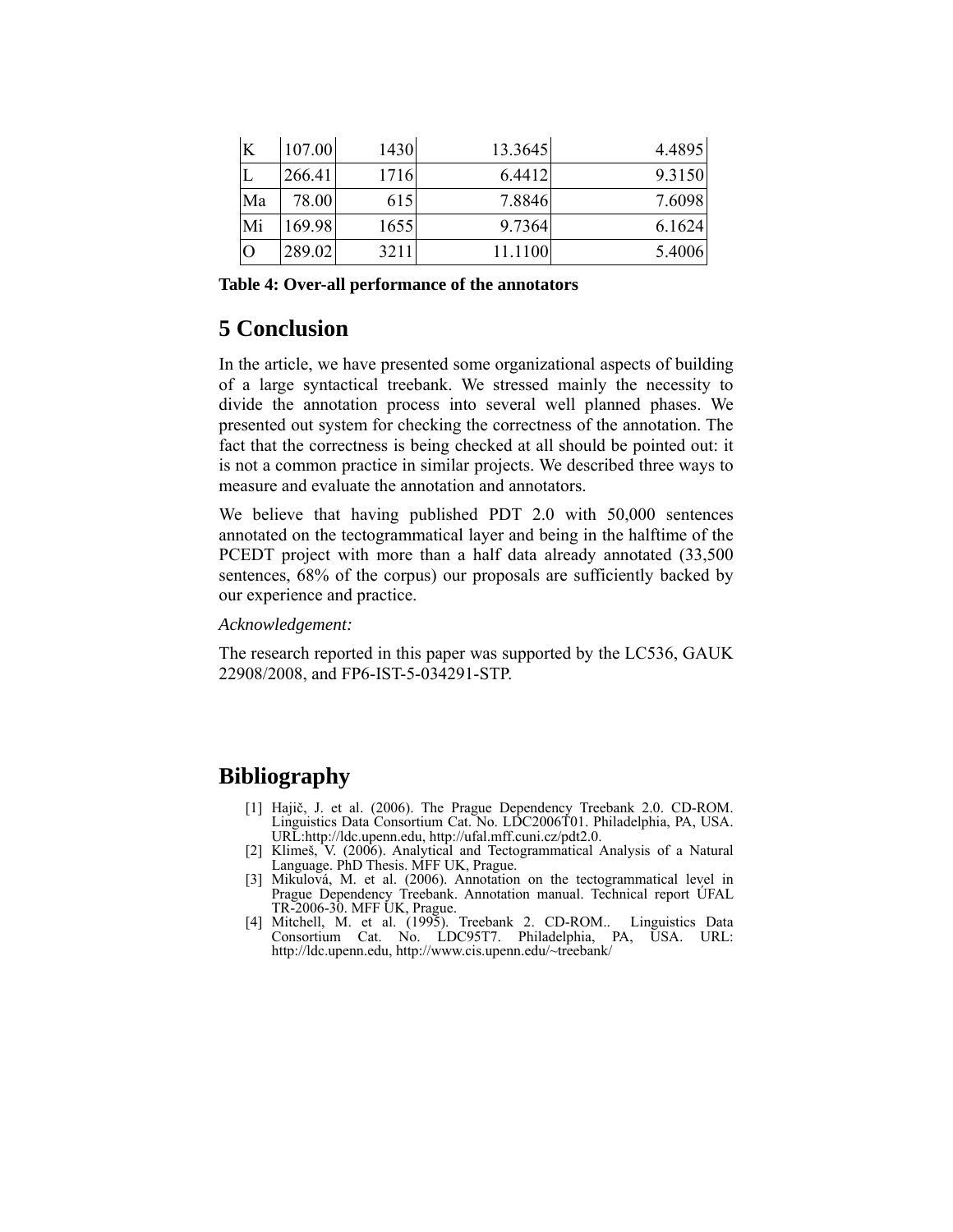| K | 107.00 | 1430 | 13.3645 | 4.4895 |
|---|---|---|---|---|
| L | 266.41 | 1716 | 6.4412 | 9.3150 |
| Ma | 78.00 | 615 | 7.8846 | 7.6098 |
| Mi | 169.98 | 1655 | 9.7364 | 6.1624 |
| O | 289.02 | 3211 | 11.1100 | 5.4006 |

**Table 4: Over-all performance of the annotators**

# 5 Conclusion

In the article, we have presented some organizational aspects of building of a large syntactical treebank. We stressed mainly the necessity to divide the annotation process into several well planned phases. We presented out system for checking the correctness of the annotation. The fact that the correctness is being checked at all should be pointed out: it is not a common practice in similar projects. We described three ways to measure and evaluate the annotation and annotators.

We believe that having published PDT 2.0 with 50,000 sentences annotated on the tectogrammatical layer and being in the halftime of the PCEDT project with more than a half data already annotated (33,500 sentences, 68% of the corpus) our proposals are sufficiently backed by our experience and practice.

*Acknowledgement:*

The research reported in this paper was supported by the LC536, GAUK 22908/2008, and FP6-IST-5-034291-STP.

# Bibliography

[1] Hajič, J. et al. (2006). The Prague Dependency Treebank 2.0. CD-ROM. Linguistics Data Consortium Cat. No. LDC2006T01. Philadelphia, PA, USA. URL:http://ldc.upenn.edu, http://ufal.mff.cuni.cz/pdt2.0.

[2] Klimeš, V. (2006). Analytical and Tectogrammatical Analysis of a Natural Language. PhD Thesis. MFF UK, Prague.

[3] Mikulová, M. et al. (2006). Annotation on the tectogrammatical level in Prague Dependency Treebank. Annotation manual. Technical report ÚFAL TR-2006-30. MFF UK, Prague.

[4] Mitchell, M. et al. (1995). Treebank 2. CD-ROM.. Linguistics Data Consortium Cat. No. LDC95T7. Philadelphia, PA, USA. URL: http://ldc.upenn.edu, http://www.cis.upenn.edu/~treebank/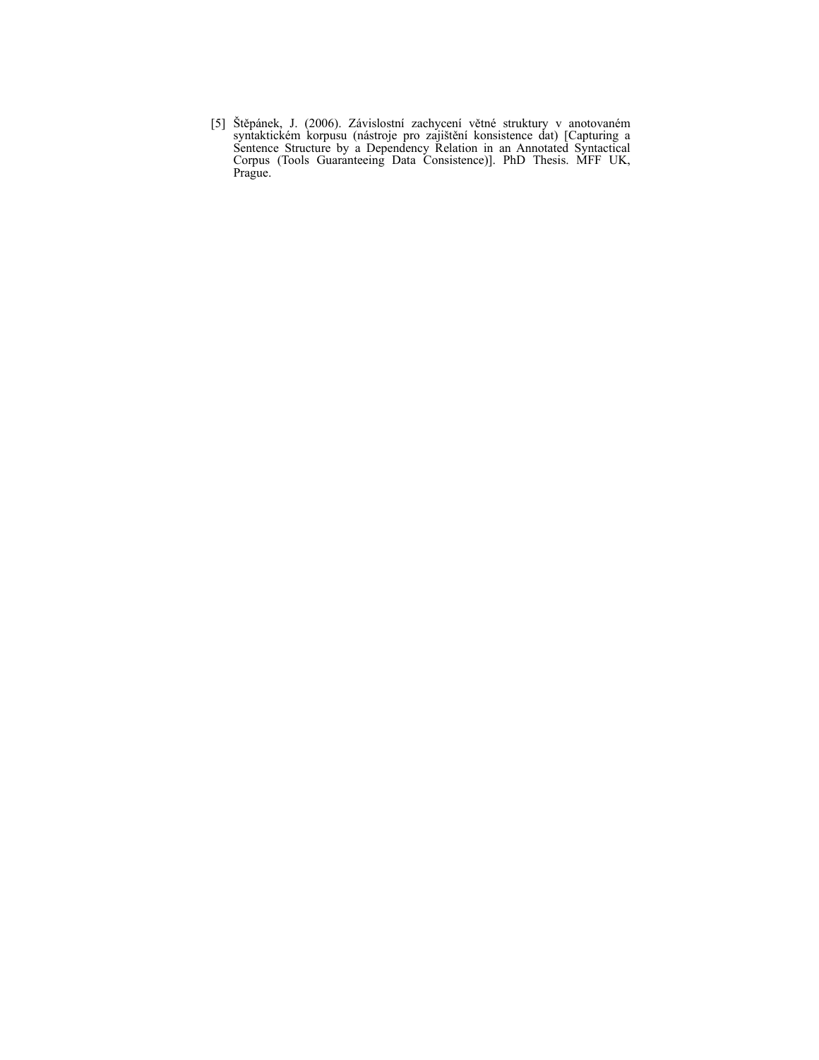[5] Štěpánek, J. (2006). Závislostní zachycení větné struktury v anotovaném syntaktickém korpusu (nástroje pro zajištění konsistence dat) [Capturing a Sentence Structure by a Dependency Relation in an Annotated Syntactical Corpus (Tools Guaranteeing Data Consistence)]. PhD Thesis. MFF UK, Prague.